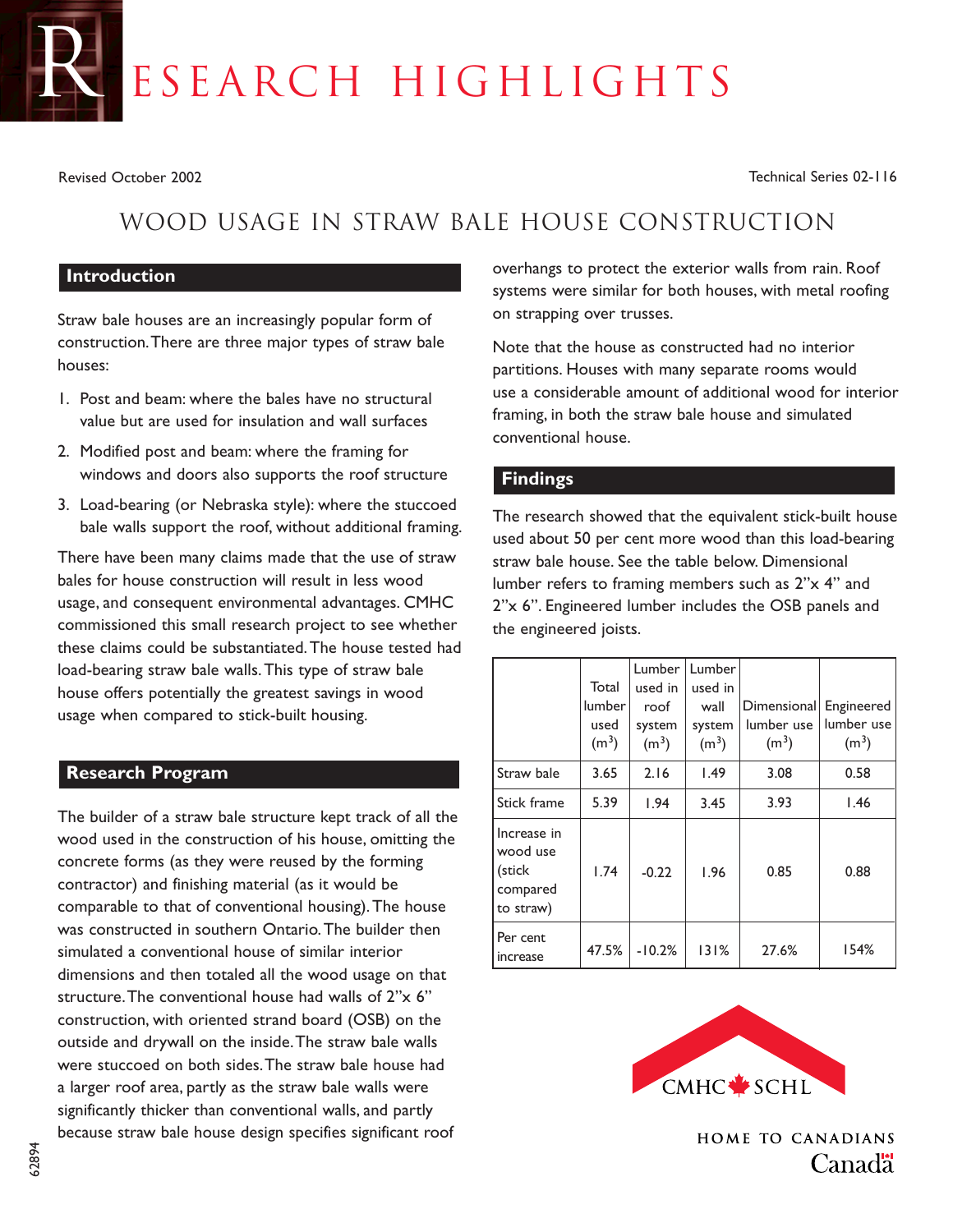# RESEARCH HIGHLIGHTS

Revised October 2002

Technical Series 02-116

## WOOD USAGE IN STRAW BALE HOUSE CONSTRUCTION

### Introduction

Straw bale houses are an increasingly popular form of construction. There are three major types of straw bale houses:

1. Post and beam: where the bales have no structural value but are used for insulation and wall surfaces
2. Modified post and beam: where the framing for windows and doors also supports the roof structure
3. Load-bearing (or Nebraska style): where the stuccoed bale walls support the roof, without additional framing.

There have been many claims made that the use of straw bales for house construction will result in less wood usage, and consequent environmental advantages. CMHC commissioned this small research project to see whether these claims could be substantiated. The house tested had load-bearing straw bale walls. This type of straw bale house offers potentially the greatest savings in wood usage when compared to stick-built housing.

### Research Program

The builder of a straw bale structure kept track of all the wood used in the construction of his house, omitting the concrete forms (as they were reused by the forming contractor) and finishing material (as it would be comparable to that of conventional housing). The house was constructed in southern Ontario. The builder then simulated a conventional house of similar interior dimensions and then totaled all the wood usage on that structure. The conventional house had walls of 2"x 6" construction, with oriented strand board (OSB) on the outside and drywall on the inside. The straw bale walls were stuccoed on both sides. The straw bale house had a larger roof area, partly as the straw bale walls were significantly thicker than conventional walls, and partly because straw bale house design specifies significant roof overhangs to protect the exterior walls from rain. Roof systems were similar for both houses, with metal roofing on strapping over trusses.

Note that the house as constructed had no interior partitions. Houses with many separate rooms would use a considerable amount of additional wood for interior framing, in both the straw bale house and simulated conventional house.

### Findings

The research showed that the equivalent stick-built house used about 50 per cent more wood than this load-bearing straw bale house. See the table below. Dimensional lumber refers to framing members such as 2"x 4" and 2"x 6". Engineered lumber includes the OSB panels and the engineered joists.

| | Total lumber used ($m^3$) | Lumber used in roof system ($m^3$) | Lumber used in wall system ($m^3$) | Dimensional lumber use ($m^3$) | Engineered lumber use ($m^3$) |
|---|---|---|---|---|---|
| Straw bale | 3.65 | 2.16 | 1.49 | 3.08 | 0.58 |
| Stick frame | 5.39 | 1.94 | 3.45 | 3.93 | 1.46 |
| Increase in wood use (stick compared to straw) | 1.74 | -0.22 | 1.96 | 0.85 | 0.88 |
| Per cent increase | 47.5% | -10.2% | 131% | 27.6% | 154% |

CMHC SCHL

HOME TO CANADIANS

Canada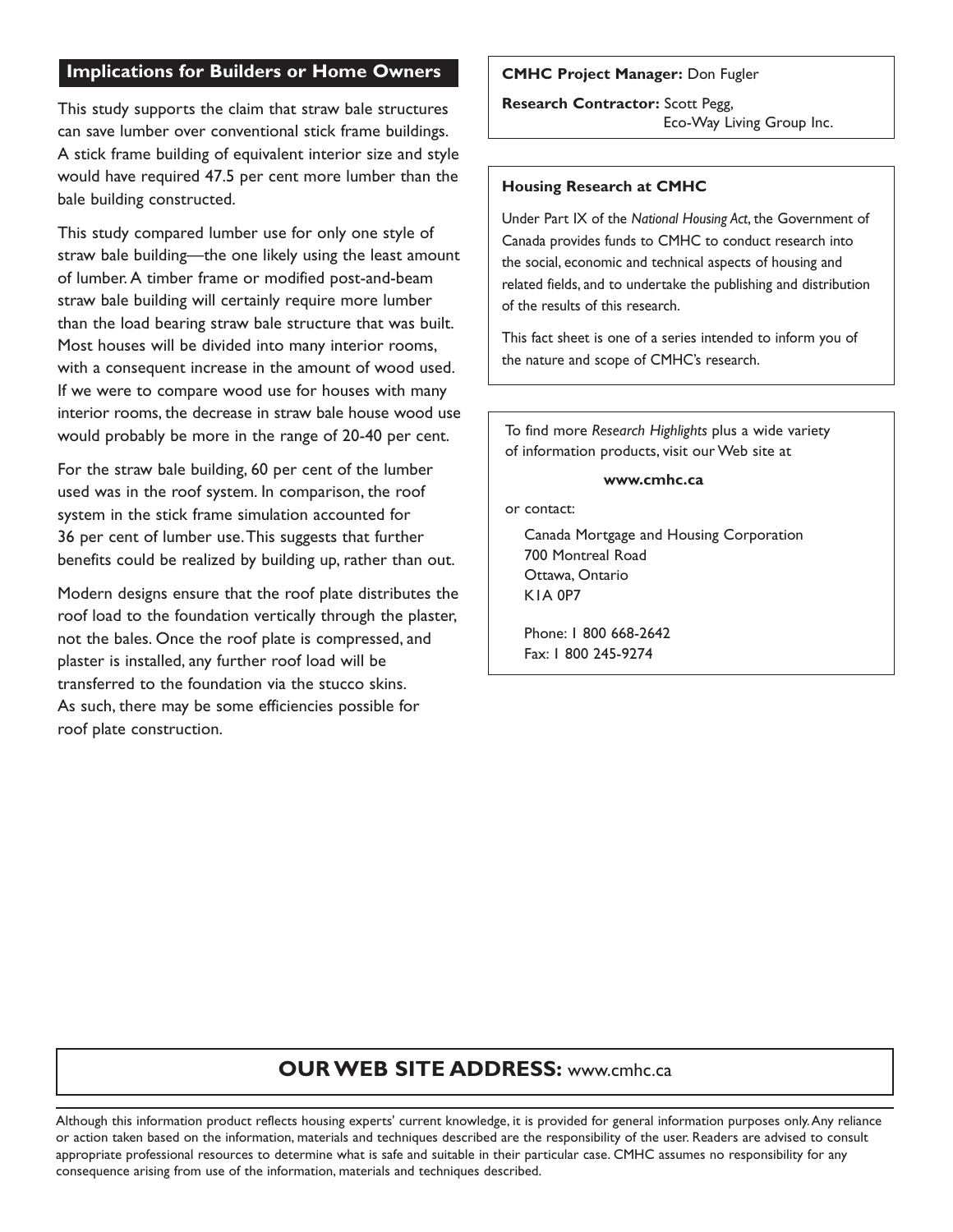## Implications for Builders or Home Owners

This study supports the claim that straw bale structures can save lumber over conventional stick frame buildings. A stick frame building of equivalent interior size and style would have required 47.5 per cent more lumber than the bale building constructed.

This study compared lumber use for only one style of straw bale building—the one likely using the least amount of lumber. A timber frame or modified post-and-beam straw bale building will certainly require more lumber than the load bearing straw bale structure that was built. Most houses will be divided into many interior rooms, with a consequent increase in the amount of wood used. If we were to compare wood use for houses with many interior rooms, the decrease in straw bale house wood use would probably be more in the range of 20-40 per cent.

For the straw bale building, 60 per cent of the lumber used was in the roof system. In comparison, the roof system in the stick frame simulation accounted for 36 per cent of lumber use. This suggests that further benefits could be realized by building up, rather than out.

Modern designs ensure that the roof plate distributes the roof load to the foundation vertically through the plaster, not the bales. Once the roof plate is compressed, and plaster is installed, any further roof load will be transferred to the foundation via the stucco skins. As such, there may be some efficiencies possible for roof plate construction.

**CMHC Project Manager:** Don Fugler

**Research Contractor:** Scott Pegg, Eco-Way Living Group Inc.

**Housing Research at CMHC**

Under Part IX of the *National Housing Act*, the Government of Canada provides funds to CMHC to conduct research into the social, economic and technical aspects of housing and related fields, and to undertake the publishing and distribution of the results of this research.

This fact sheet is one of a series intended to inform you of the nature and scope of CMHC's research.

To find more *Research Highlights* plus a wide variety of information products, visit our Web site at

**www.cmhc.ca**

or contact:

Canada Mortgage and Housing Corporation
700 Montreal Road
Ottawa, Ontario
K1A 0P7

Phone: 1 800 668-2642
Fax: 1 800 245-9274

**OUR WEB SITE ADDRESS:** www.cmhc.ca

Although this information product reflects housing experts' current knowledge, it is provided for general information purposes only. Any reliance or action taken based on the information, materials and techniques described are the responsibility of the user. Readers are advised to consult appropriate professional resources to determine what is safe and suitable in their particular case. CMHC assumes no responsibility for any consequence arising from use of the information, materials and techniques described.